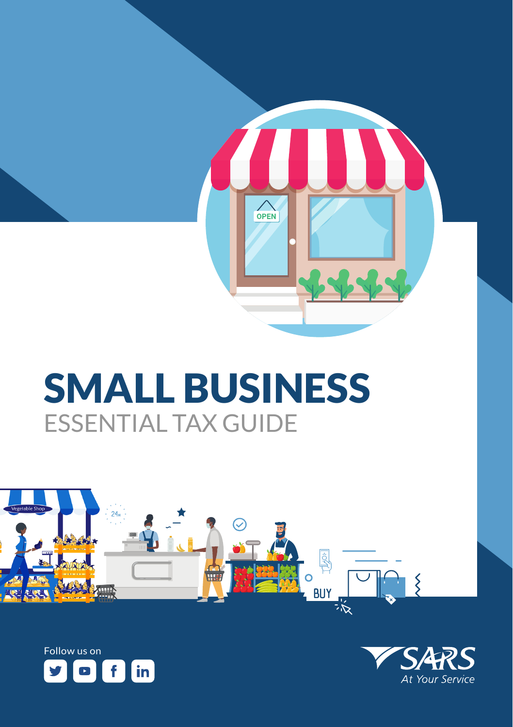# SMALL BUSINESS

## ESSENTIAL TAX GUIDE

Follow us on

SARS

At Your Service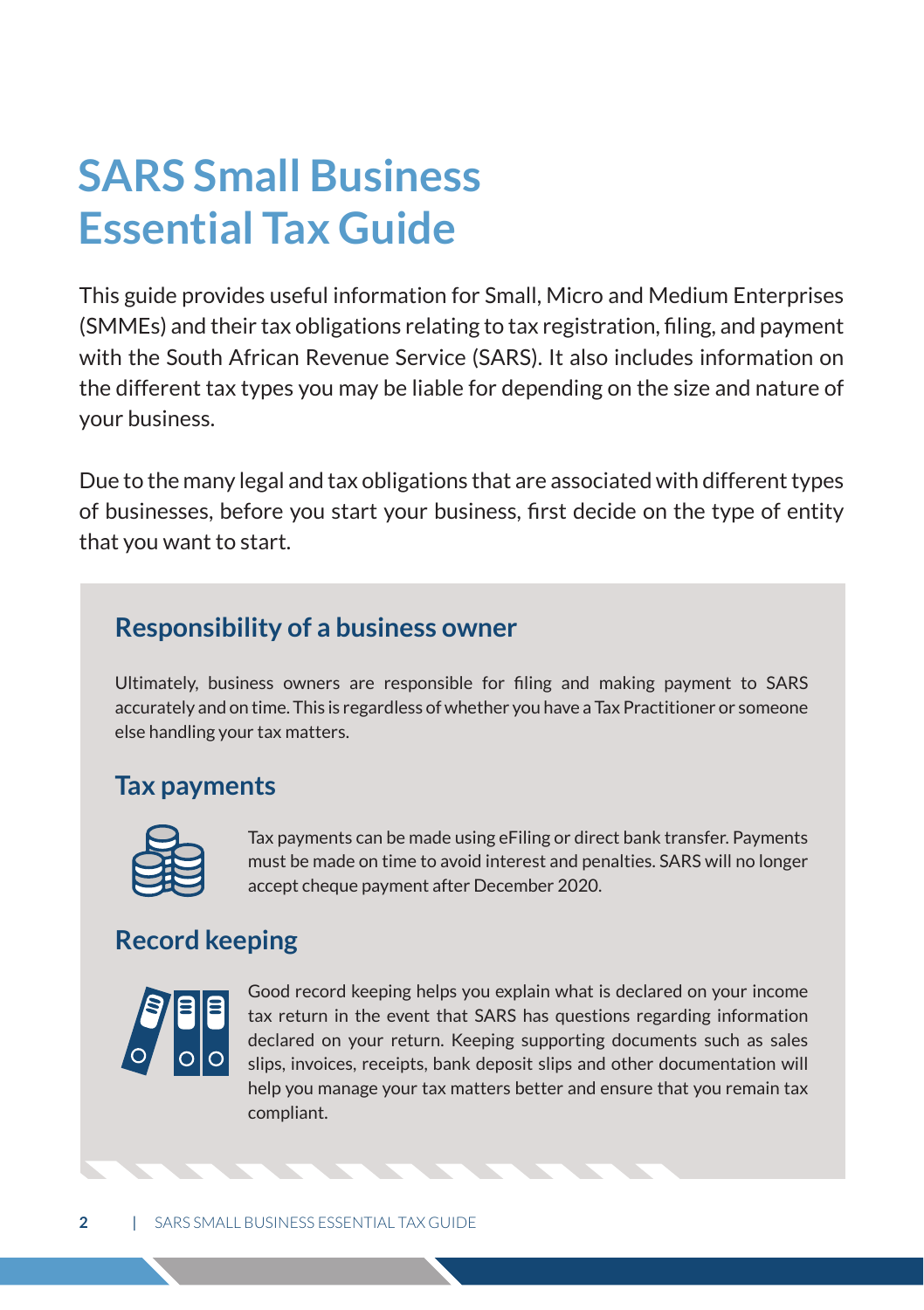# SARS Small Business Essential Tax Guide

This guide provides useful information for Small, Micro and Medium Enterprises (SMMEs) and their tax obligations relating to tax registration, filing, and payment with the South African Revenue Service (SARS). It also includes information on the different tax types you may be liable for depending on the size and nature of your business.

Due to the many legal and tax obligations that are associated with different types of businesses, before you start your business, first decide on the type of entity that you want to start.

## Responsibility of a business owner

Ultimately, business owners are responsible for filing and making payment to SARS accurately and on time. This is regardless of whether you have a Tax Practitioner or someone else handling your tax matters.

## Tax payments

Tax payments can be made using eFiling or direct bank transfer. Payments must be made on time to avoid interest and penalties. SARS will no longer accept cheque payment after December 2020.

## Record keeping

Good record keeping helps you explain what is declared on your income tax return in the event that SARS has questions regarding information declared on your return. Keeping supporting documents such as sales slips, invoices, receipts, bank deposit slips and other documentation will help you manage your tax matters better and ensure that you remain tax compliant.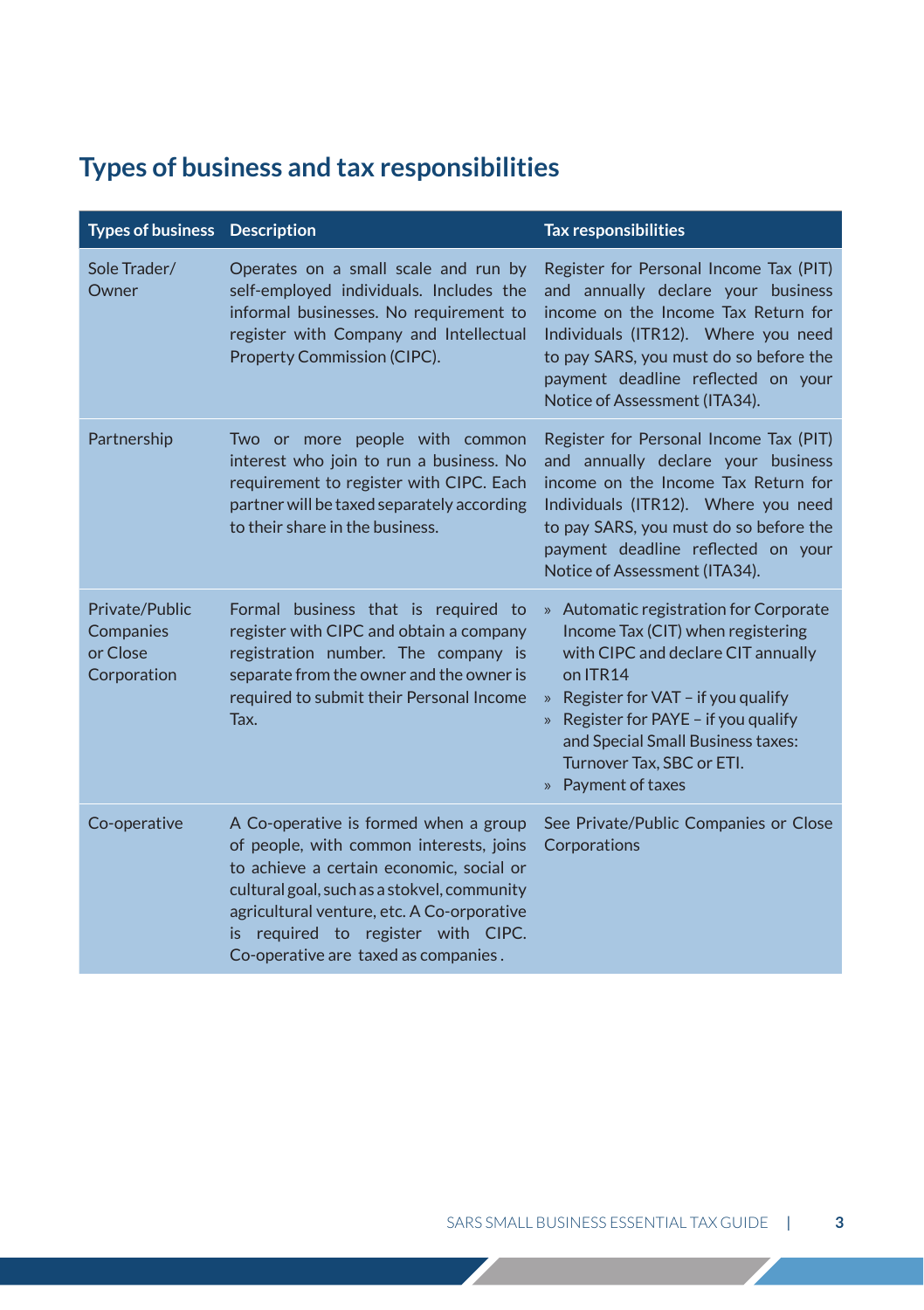## Types of business and tax responsibilities

| Types of business | Description | Tax responsibilities |
|---|---|---|
| Sole Trader/ Owner | Operates on a small scale and run by self-employed individuals. Includes the informal businesses. No requirement to register with Company and Intellectual Property Commission (CIPC). | Register for Personal Income Tax (PIT) and annually declare your business income on the Income Tax Return for Individuals (ITR12). Where you need to pay SARS, you must do so before the payment deadline reflected on your Notice of Assessment (ITA34). |
| Partnership | Two or more people with common interest who join to run a business. No requirement to register with CIPC. Each partner will be taxed separately according to their share in the business. | Register for Personal Income Tax (PIT) and annually declare your business income on the Income Tax Return for Individuals (ITR12). Where you need to pay SARS, you must do so before the payment deadline reflected on your Notice of Assessment (ITA34). |
| Private/Public Companies or Close Corporation | Formal business that is required to register with CIPC and obtain a company registration number. The company is separate from the owner and the owner is required to submit their Personal Income Tax. | » Automatic registration for Corporate Income Tax (CIT) when registering with CIPC and declare CIT annually on ITR14<br>» Register for VAT – if you qualify<br>» Register for PAYE – if you qualify and Special Small Business taxes: Turnover Tax, SBC or ETI.<br>» Payment of taxes |
| Co-operative | A Co-operative is formed when a group of people, with common interests, joins to achieve a certain economic, social or cultural goal, such as a stokvel, community agricultural venture, etc. A Co-orporative is required to register with CIPC. Co-operative are taxed as companies . | See Private/Public Companies or Close Corporations |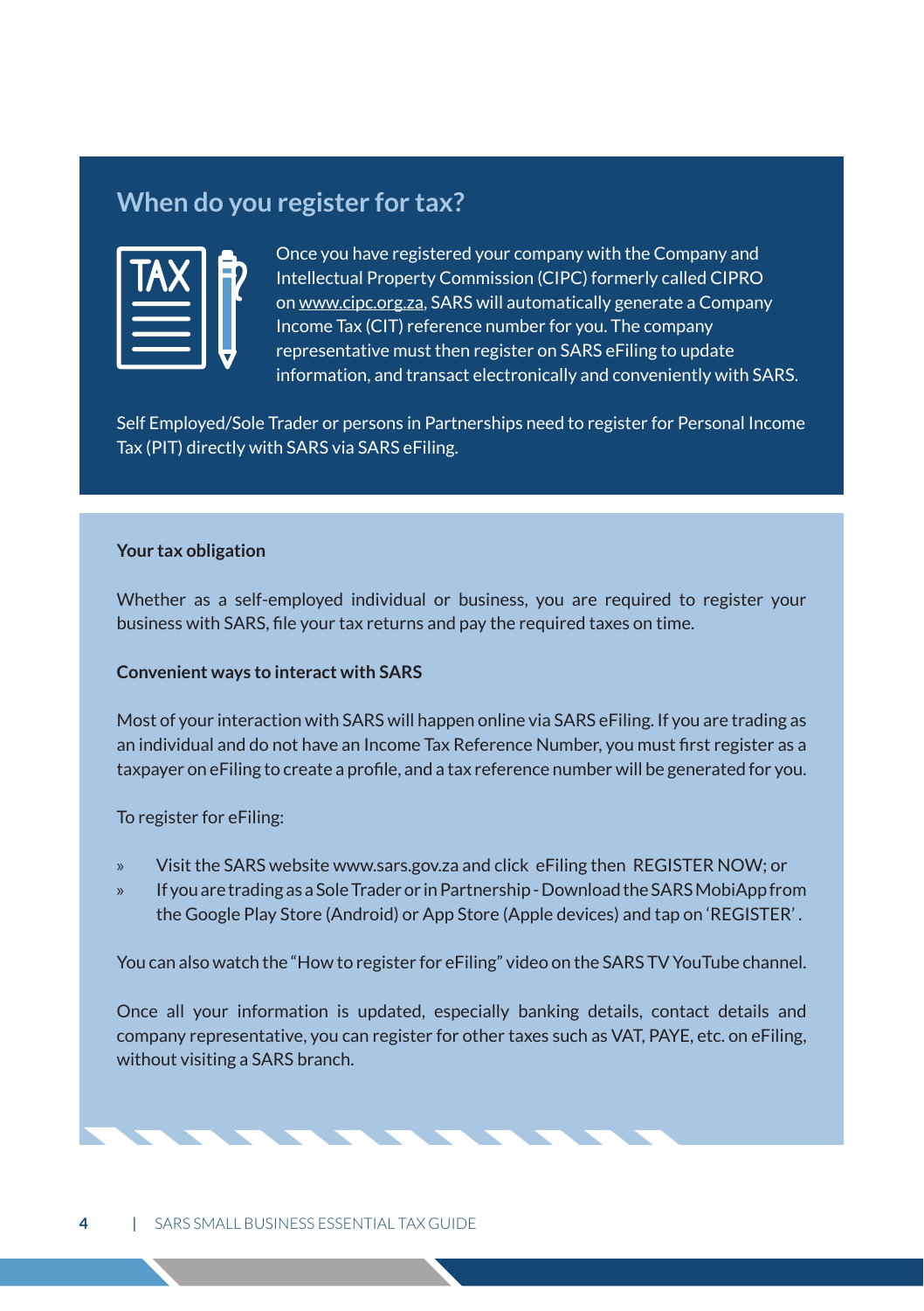## When do you register for tax?

Once you have registered your company with the Company and Intellectual Property Commission (CIPC) formerly called CIPRO on www.cipc.org.za, SARS will automatically generate a Company Income Tax (CIT) reference number for you. The company representative must then register on SARS eFiling to update information, and transact electronically and conveniently with SARS.

Self Employed/Sole Trader or persons in Partnerships need to register for Personal Income Tax (PIT) directly with SARS via SARS eFiling.

**Your tax obligation**

Whether as a self-employed individual or business, you are required to register your business with SARS, file your tax returns and pay the required taxes on time.

**Convenient ways to interact with SARS**

Most of your interaction with SARS will happen online via SARS eFiling. If you are trading as an individual and do not have an Income Tax Reference Number, you must first register as a taxpayer on eFiling to create a profile, and a tax reference number will be generated for you.

To register for eFiling:

- Visit the SARS website www.sars.gov.za and click eFiling then REGISTER NOW; or
- If you are trading as a Sole Trader or in Partnership - Download the SARS MobiApp from the Google Play Store (Android) or App Store (Apple devices) and tap on 'REGISTER'.

You can also watch the "How to register for eFiling" video on the SARS TV YouTube channel.

Once all your information is updated, especially banking details, contact details and company representative, you can register for other taxes such as VAT, PAYE, etc. on eFiling, without visiting a SARS branch.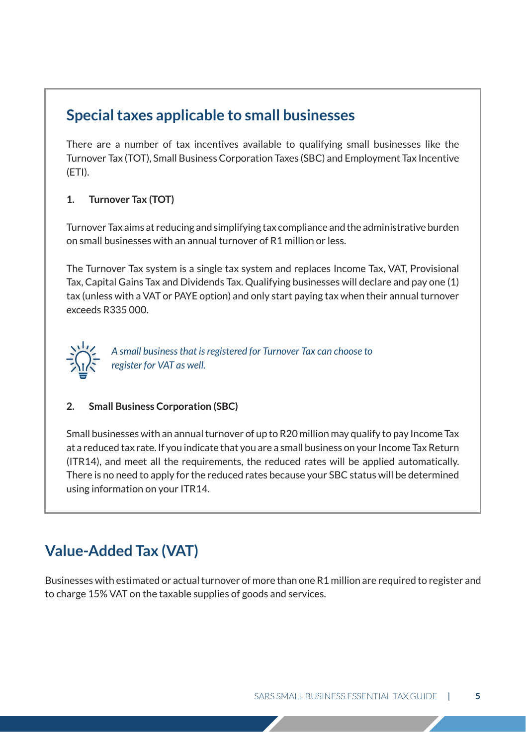## Special taxes applicable to small businesses

There are a number of tax incentives available to qualifying small businesses like the Turnover Tax (TOT), Small Business Corporation Taxes (SBC) and Employment Tax Incentive (ETI).

### 1. Turnover Tax (TOT)

Turnover Tax aims at reducing and simplifying tax compliance and the administrative burden on small businesses with an annual turnover of R1 million or less.

The Turnover Tax system is a single tax system and replaces Income Tax, VAT, Provisional Tax, Capital Gains Tax and Dividends Tax. Qualifying businesses will declare and pay one (1) tax (unless with a VAT or PAYE option) and only start paying tax when their annual turnover exceeds R335 000.

*A small business that is registered for Turnover Tax can choose to register for VAT as well.*

### 2. Small Business Corporation (SBC)

Small businesses with an annual turnover of up to R20 million may qualify to pay Income Tax at a reduced tax rate. If you indicate that you are a small business on your Income Tax Return (ITR14), and meet all the requirements, the reduced rates will be applied automatically. There is no need to apply for the reduced rates because your SBC status will be determined using information on your ITR14.

## Value-Added Tax (VAT)

Businesses with estimated or actual turnover of more than one R1 million are required to register and to charge 15% VAT on the taxable supplies of goods and services.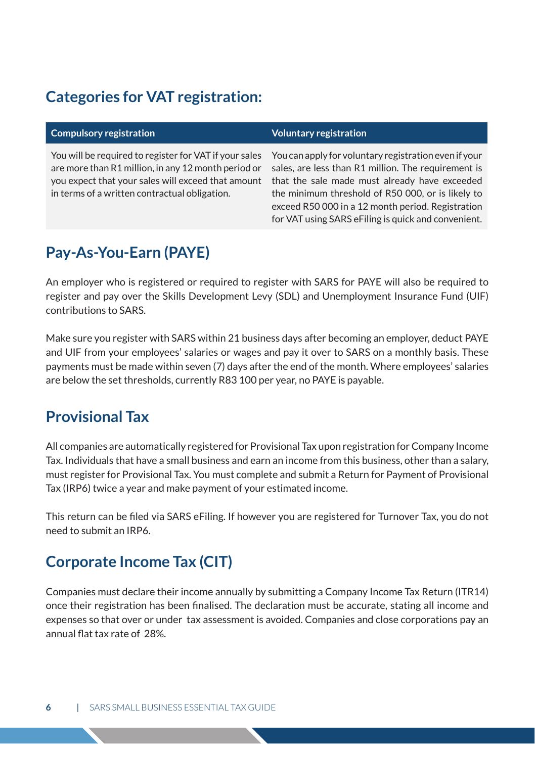## Categories for VAT registration:

| Compulsory registration | Voluntary registration |
| --- | --- |
| You will be required to register for VAT if your sales are more than R1 million, in any 12 month period or you expect that your sales will exceed that amount in terms of a written contractual obligation. | You can apply for voluntary registration even if your sales, are less than R1 million. The requirement is that the sale made must already have exceeded the minimum threshold of R50 000, or is likely to exceed R50 000 in a 12 month period. Registration for VAT using SARS eFiling is quick and convenient. |

## Pay-As-You-Earn (PAYE)

An employer who is registered or required to register with SARS for PAYE will also be required to register and pay over the Skills Development Levy (SDL) and Unemployment Insurance Fund (UIF) contributions to SARS.

Make sure you register with SARS within 21 business days after becoming an employer, deduct PAYE and UIF from your employees' salaries or wages and pay it over to SARS on a monthly basis. These payments must be made within seven (7) days after the end of the month. Where employees' salaries are below the set thresholds, currently R83 100 per year, no PAYE is payable.

## Provisional Tax

All companies are automatically registered for Provisional Tax upon registration for Company Income Tax. Individuals that have a small business and earn an income from this business, other than a salary, must register for Provisional Tax. You must complete and submit a Return for Payment of Provisional Tax (IRP6) twice a year and make payment of your estimated income.

This return can be filed via SARS eFiling. If however you are registered for Turnover Tax, you do not need to submit an IRP6.

## Corporate Income Tax (CIT)

Companies must declare their income annually by submitting a Company Income Tax Return (ITR14) once their registration has been finalised. The declaration must be accurate, stating all income and expenses so that over or under tax assessment is avoided. Companies and close corporations pay an annual flat tax rate of 28%.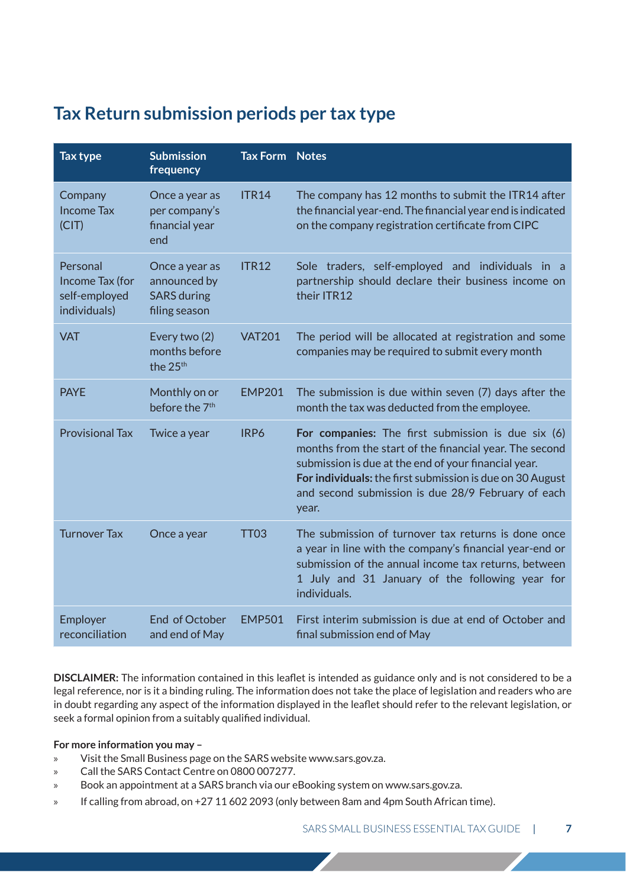## Tax Return submission periods per tax type

| Tax type | Submission frequency | Tax Form | Notes |
|---|---|---|---|
| Company Income Tax (CIT) | Once a year as per company's financial year end | ITR14 | The company has 12 months to submit the ITR14 after the financial year-end. The financial year end is indicated on the company registration certificate from CIPC |
| Personal Income Tax (for self-employed individuals) | Once a year as announced by SARS during filing season | ITR12 | Sole traders, self-employed and individuals in a partnership should declare their business income on their ITR12 |
| VAT | Every two (2) months before the 25th | VAT201 | The period will be allocated at registration and some companies may be required to submit every month |
| PAYE | Monthly on or before the 7th | EMP201 | The submission is due within seven (7) days after the month the tax was deducted from the employee. |
| Provisional Tax | Twice a year | IRP6 | **For companies:** The first submission is due six (6) months from the start of the financial year. The second submission is due at the end of your financial year. **For individuals:** the first submission is due on 30 August and second submission is due 28/9 February of each year. |
| Turnover Tax | Once a year | TT03 | The submission of turnover tax returns is done once a year in line with the company's financial year-end or submission of the annual income tax returns, between 1 July and 31 January of the following year for individuals. |
| Employer reconciliation | End of October and end of May | EMP501 | First interim submission is due at end of October and final submission end of May |

**DISCLAIMER:** The information contained in this leaflet is intended as guidance only and is not considered to be a legal reference, nor is it a binding ruling. The information does not take the place of legislation and readers who are in doubt regarding any aspect of the information displayed in the leaflet should refer to the relevant legislation, or seek a formal opinion from a suitably qualified individual.

**For more information you may –**

- Visit the Small Business page on the SARS website www.sars.gov.za.
- Call the SARS Contact Centre on 0800 007277.
- Book an appointment at a SARS branch via our eBooking system on www.sars.gov.za.
- If calling from abroad, on +27 11 602 2093 (only between 8am and 4pm South African time).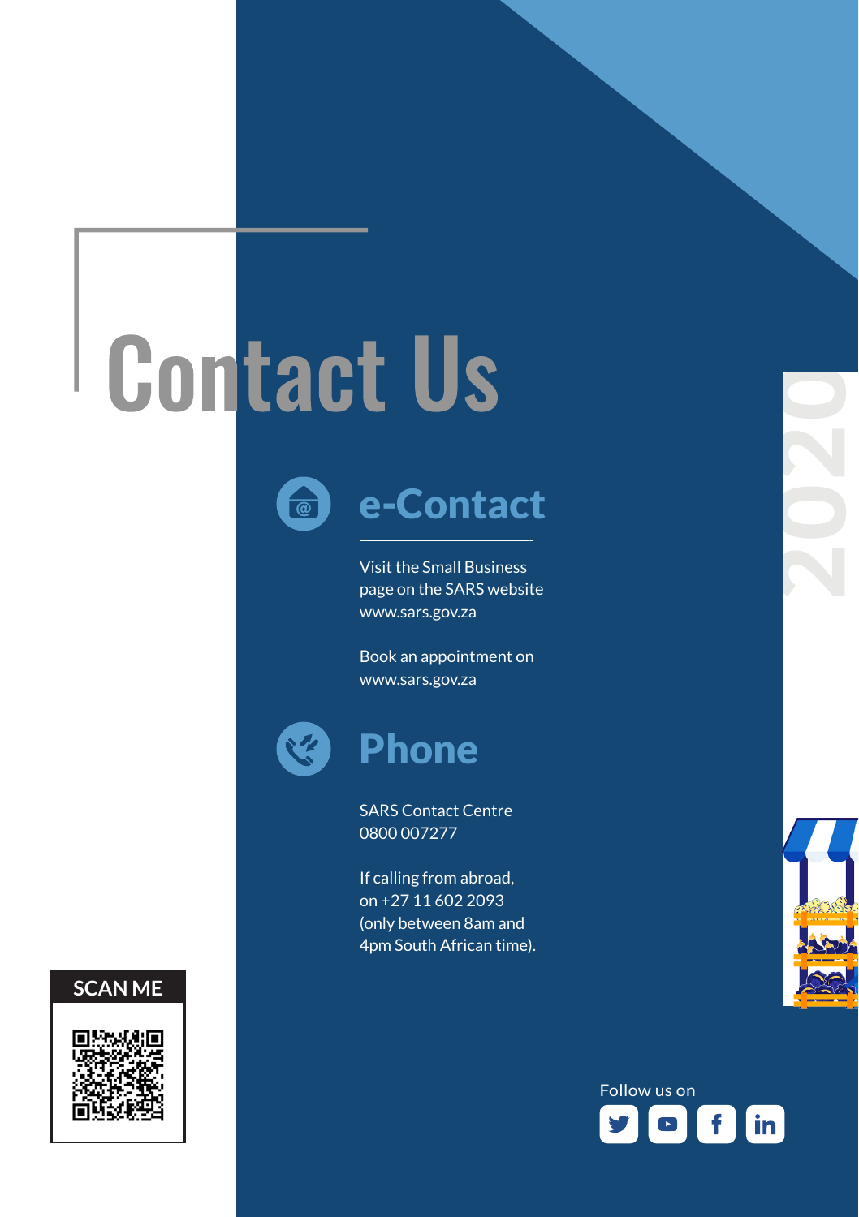# Contact Us

## e-Contact

Visit the Small Business page on the SARS website www.sars.gov.za

Book an appointment on www.sars.gov.za

## Phone

SARS Contact Centre
0800 007277

If calling from abroad, on +27 11 602 2093 (only between 8am and 4pm South African time).

2020

SCAN ME

Follow us on